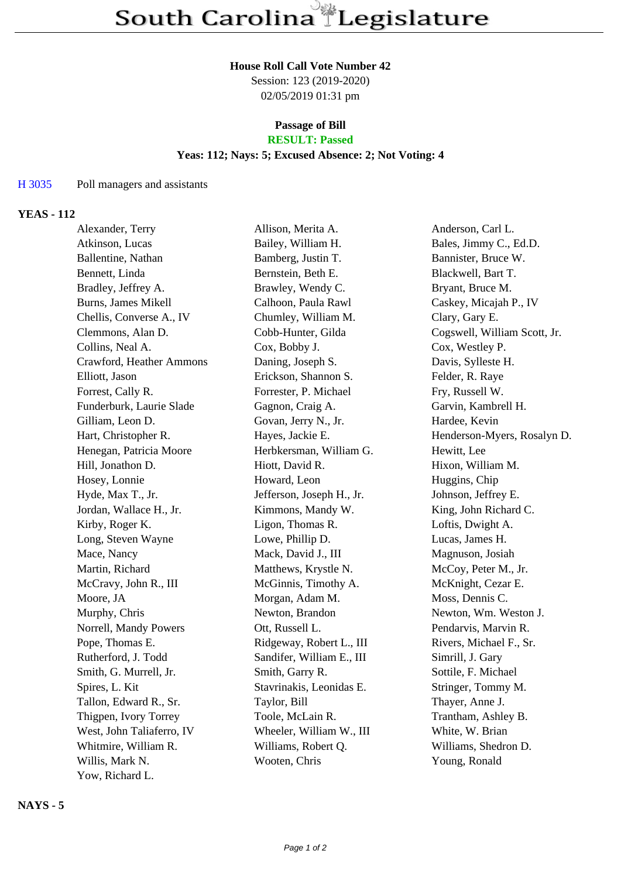# South Carolina Legislature

**House Roll Call Vote Number 42**
Session: 123 (2019-2020)
02/05/2019 01:31 pm

**Passage of Bill**
**RESULT: Passed**
**Yeas: 112; Nays: 5; Excused Absence: 2; Not Voting: 4**

H 3035 Poll managers and assistants

## YEAS - 112

| | | |
|---|---|---|
| Alexander, Terry | Allison, Merita A. | Anderson, Carl L. |
| Atkinson, Lucas | Bailey, William H. | Bales, Jimmy C., Ed.D. |
| Ballentine, Nathan | Bamberg, Justin T. | Bannister, Bruce W. |
| Bennett, Linda | Bernstein, Beth E. | Blackwell, Bart T. |
| Bradley, Jeffrey A. | Brawley, Wendy C. | Bryant, Bruce M. |
| Burns, James Mikell | Calhoon, Paula Rawl | Caskey, Micajah P., IV |
| Chellis, Converse A., IV | Chumley, William M. | Clary, Gary E. |
| Clemmons, Alan D. | Cobb-Hunter, Gilda | Cogswell, William Scott, Jr. |
| Collins, Neal A. | Cox, Bobby J. | Cox, Westley P. |
| Crawford, Heather Ammons | Daning, Joseph S. | Davis, Sylleste H. |
| Elliott, Jason | Erickson, Shannon S. | Felder, R. Raye |
| Forrest, Cally R. | Forrester, P. Michael | Fry, Russell W. |
| Funderburk, Laurie Slade | Gagnon, Craig A. | Garvin, Kambrell H. |
| Gilliam, Leon D. | Govan, Jerry N., Jr. | Hardee, Kevin |
| Hart, Christopher R. | Hayes, Jackie E. | Henderson-Myers, Rosalyn D. |
| Henegan, Patricia Moore | Herbkersman, William G. | Hewitt, Lee |
| Hill, Jonathon D. | Hiott, David R. | Hixon, William M. |
| Hosey, Lonnie | Howard, Leon | Huggins, Chip |
| Hyde, Max T., Jr. | Jefferson, Joseph H., Jr. | Johnson, Jeffrey E. |
| Jordan, Wallace H., Jr. | Kimmons, Mandy W. | King, John Richard C. |
| Kirby, Roger K. | Ligon, Thomas R. | Loftis, Dwight A. |
| Long, Steven Wayne | Lowe, Phillip D. | Lucas, James H. |
| Mace, Nancy | Mack, David J., III | Magnuson, Josiah |
| Martin, Richard | Matthews, Krystle N. | McCoy, Peter M., Jr. |
| McCravy, John R., III | McGinnis, Timothy A. | McKnight, Cezar E. |
| Moore, JA | Morgan, Adam M. | Moss, Dennis C. |
| Murphy, Chris | Newton, Brandon | Newton, Wm. Weston J. |
| Norrell, Mandy Powers | Ott, Russell L. | Pendarvis, Marvin R. |
| Pope, Thomas E. | Ridgeway, Robert L., III | Rivers, Michael F., Sr. |
| Rutherford, J. Todd | Sandifer, William E., III | Simrill, J. Gary |
| Smith, G. Murrell, Jr. | Smith, Garry R. | Sottile, F. Michael |
| Spires, L. Kit | Stavrinakis, Leonidas E. | Stringer, Tommy M. |
| Tallon, Edward R., Sr. | Taylor, Bill | Thayer, Anne J. |
| Thigpen, Ivory Torrey | Toole, McLain R. | Trantham, Ashley B. |
| West, John Taliaferro, IV | Wheeler, William W., III | White, W. Brian |
| Whitmire, William R. | Williams, Robert Q. | Williams, Shedron D. |
| Willis, Mark N. | Wooten, Chris | Young, Ronald |
| Yow, Richard L. | | |

## NAYS - 5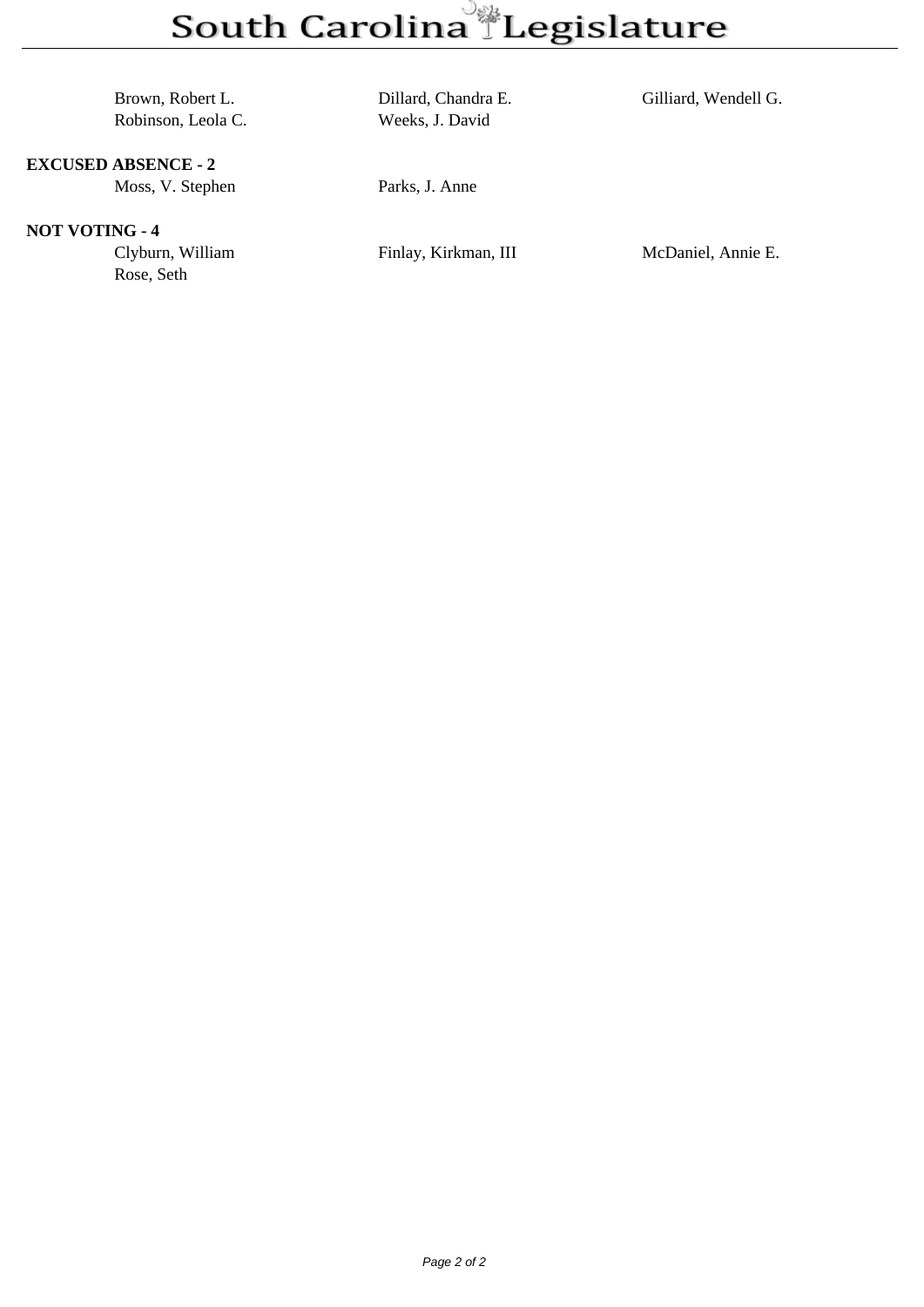| | | |
|---|---|---|
| Brown, Robert L. | Dillard, Chandra E. | Gilliard, Wendell G. |
| Robinson, Leola C. | Weeks, J. David | |

**EXCUSED ABSENCE - 2**

| | |
|---|---|
| Moss, V. Stephen | Parks, J. Anne |

**NOT VOTING - 4**

| | | |
|---|---|---|
| Clyburn, William | Finlay, Kirkman, III | McDaniel, Annie E. |
| Rose, Seth | | |